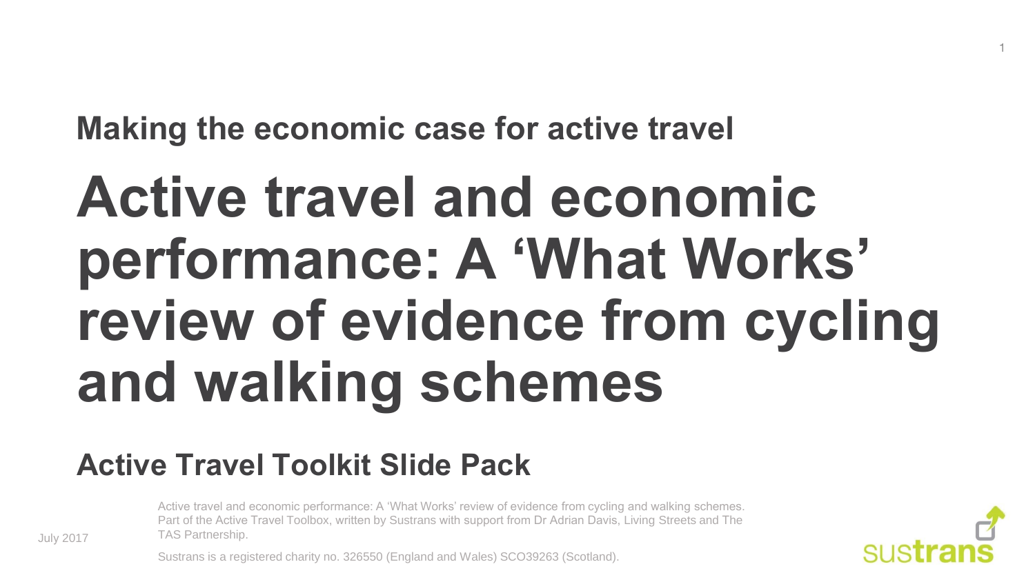## Making the economic case for active travel

# Active travel and economic performance: A 'What Works' review of evidence from cycling and walking schemes

## Active Travel Toolkit Slide Pack

July 2017

Active travel and economic performance: A 'What Works' review of evidence from cycling and walking schemes. Part of the Active Travel Toolbox, written by Sustrans with support from Dr Adrian Davis, Living Streets and The TAS Partnership.

Sustrans is a registered charity no. 326550 (England and Wales) SCO39263 (Scotland).

sustrans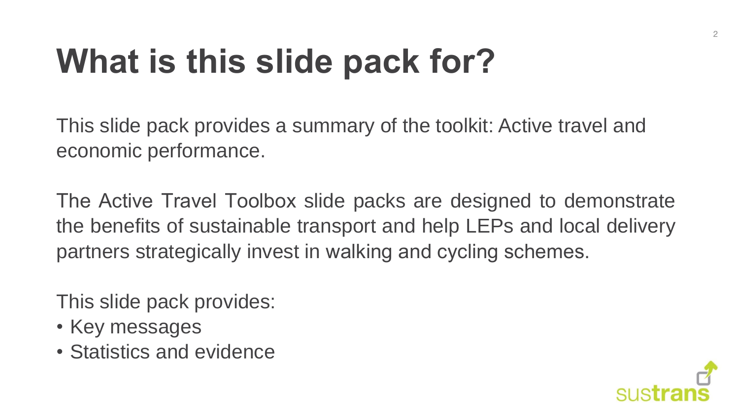# What is this slide pack for?

This slide pack provides a summary of the toolkit: Active travel and economic performance.

The Active Travel Toolbox slide packs are designed to demonstrate the benefits of sustainable transport and help LEPs and local delivery partners strategically invest in walking and cycling schemes.

This slide pack provides:

- Key messages
- Statistics and evidence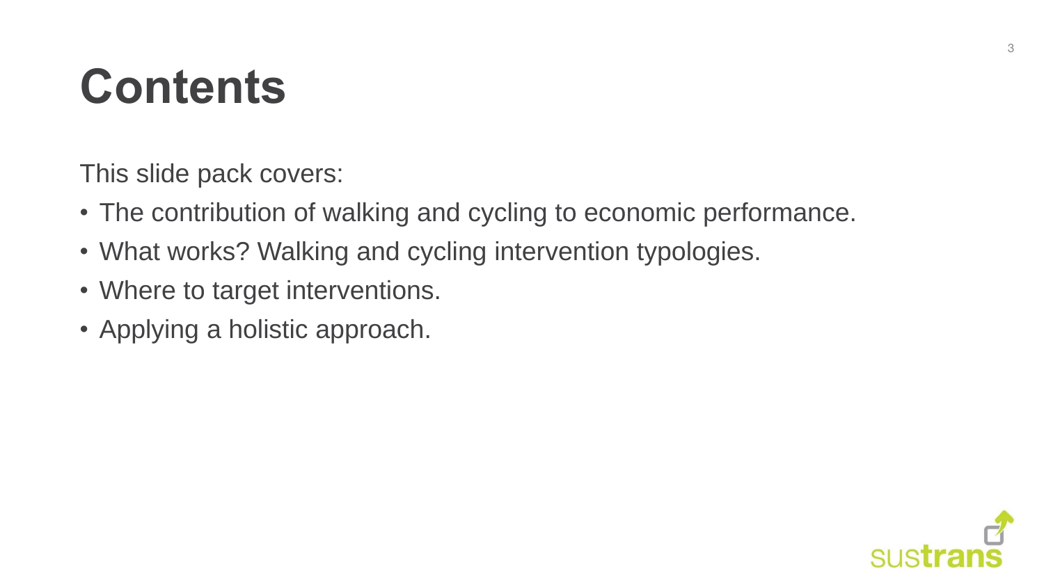# Contents

This slide pack covers:

- The contribution of walking and cycling to economic performance.
- What works? Walking and cycling intervention typologies.
- Where to target interventions.
- Applying a holistic approach.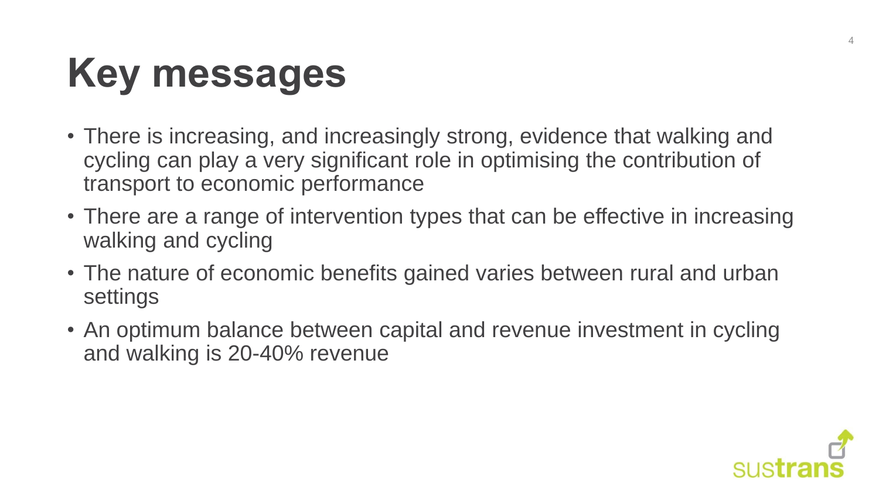# Key messages

- There is increasing, and increasingly strong, evidence that walking and cycling can play a very significant role in optimising the contribution of transport to economic performance
- There are a range of intervention types that can be effective in increasing walking and cycling
- The nature of economic benefits gained varies between rural and urban settings
- An optimum balance between capital and revenue investment in cycling and walking is 20-40% revenue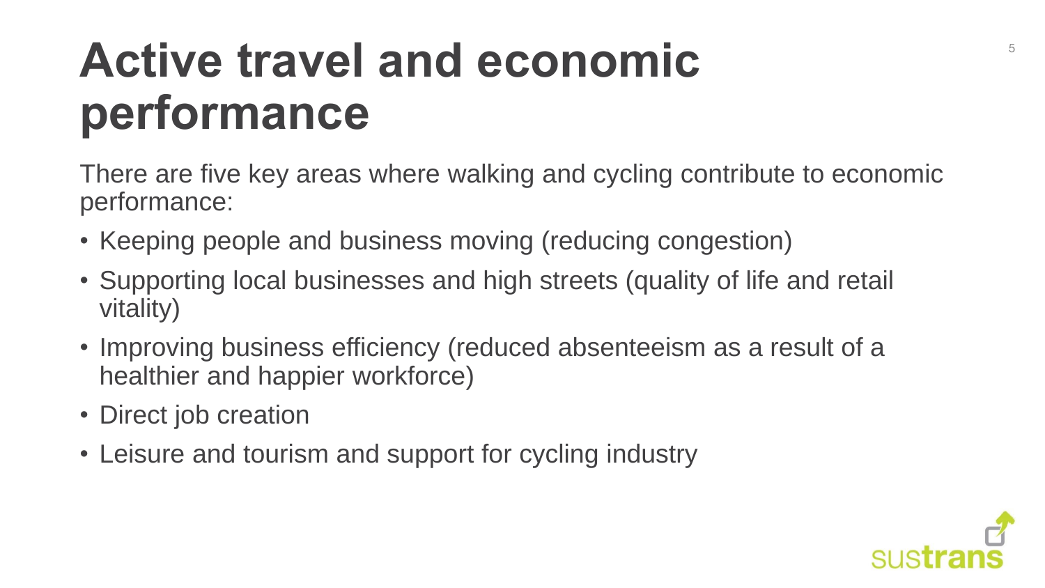# Active travel and economic performance

There are five key areas where walking and cycling contribute to economic performance:

- Keeping people and business moving (reducing congestion)
- Supporting local businesses and high streets (quality of life and retail vitality)
- Improving business efficiency (reduced absenteeism as a result of a healthier and happier workforce)
- Direct job creation
- Leisure and tourism and support for cycling industry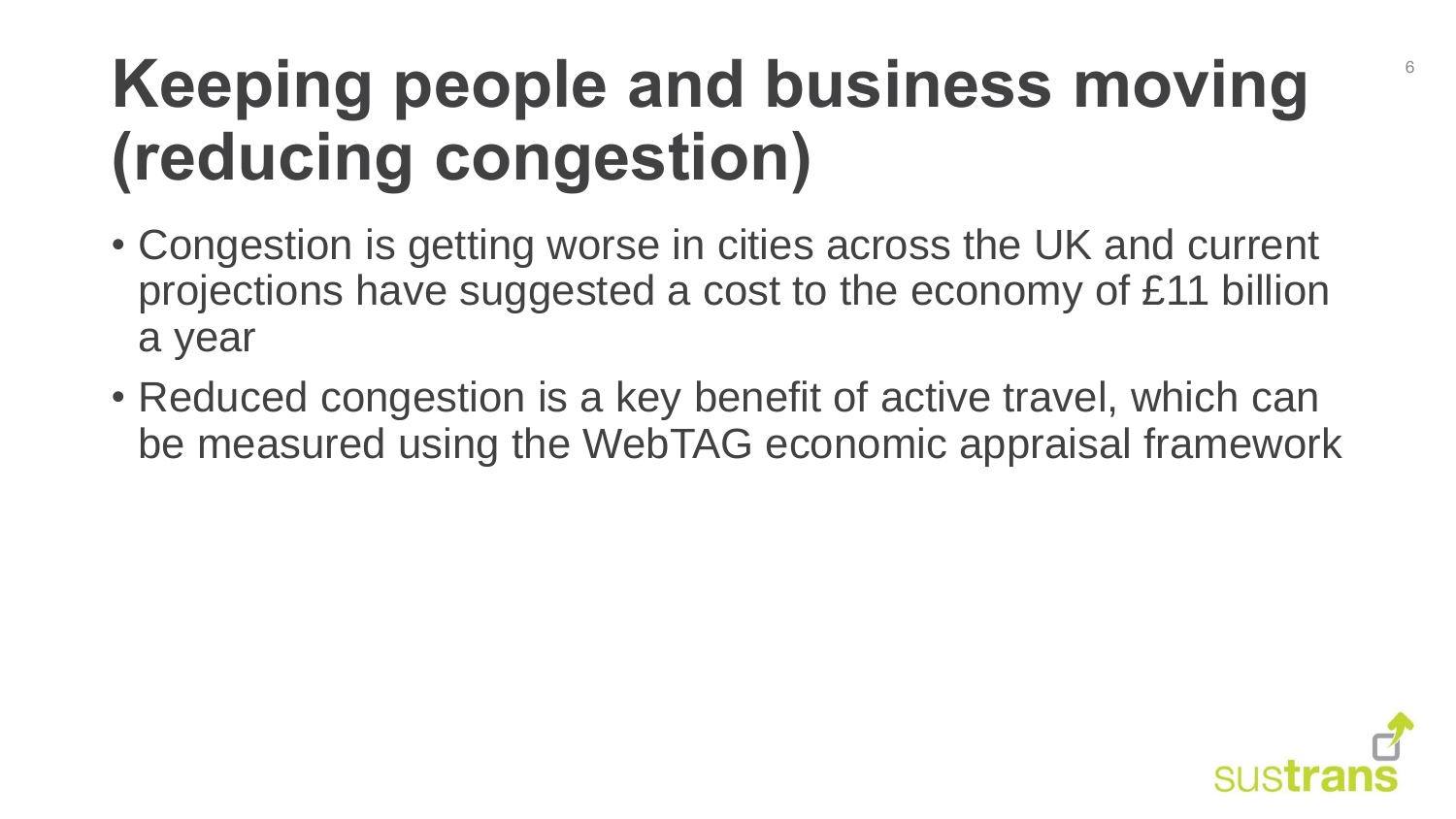# Keeping people and business moving (reducing congestion)

- Congestion is getting worse in cities across the UK and current projections have suggested a cost to the economy of £11 billion a year
- Reduced congestion is a key benefit of active travel, which can be measured using the WebTAG economic appraisal framework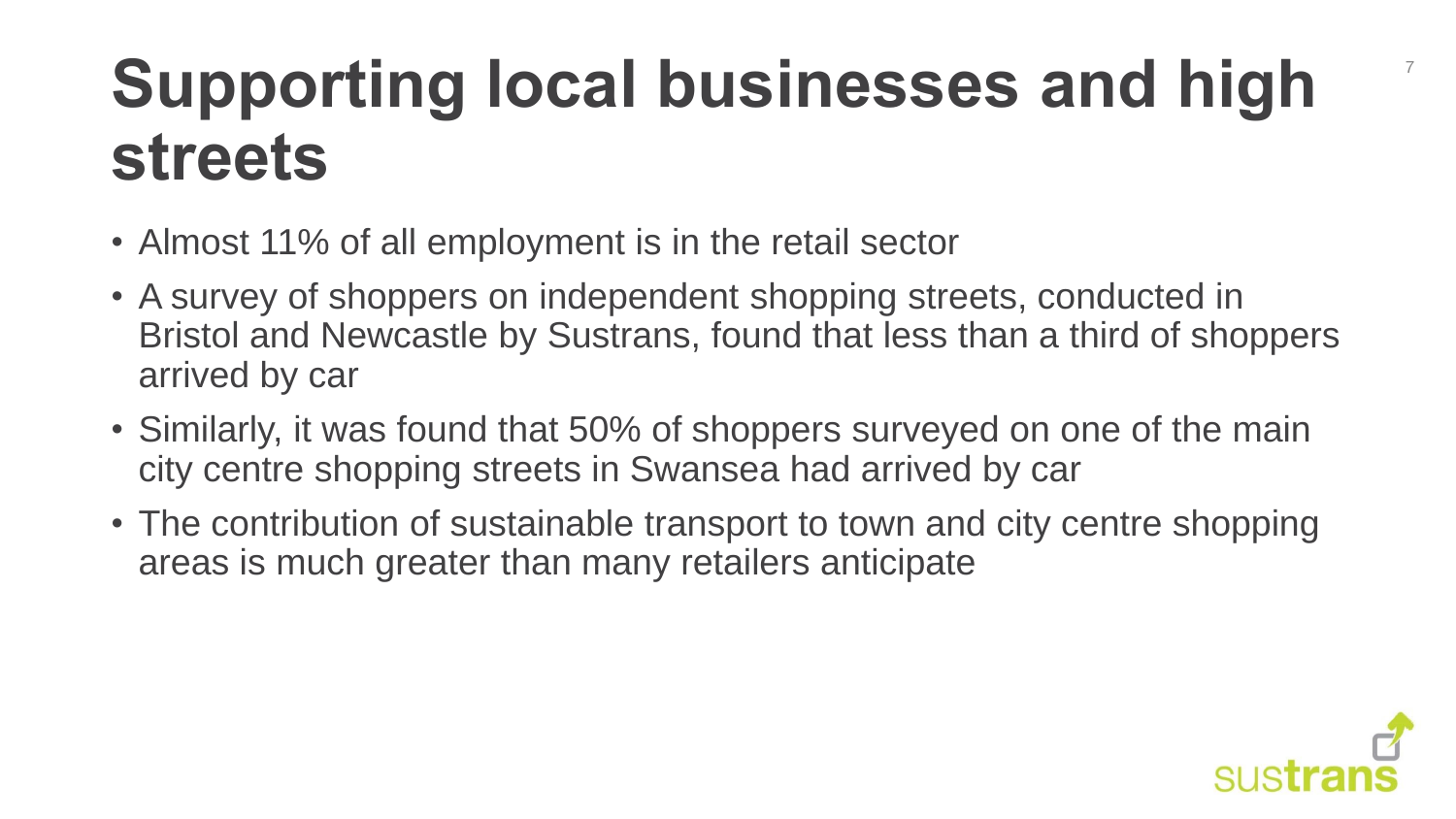# Supporting local businesses and high streets

- Almost 11% of all employment is in the retail sector
- A survey of shoppers on independent shopping streets, conducted in Bristol and Newcastle by Sustrans, found that less than a third of shoppers arrived by car
- Similarly, it was found that 50% of shoppers surveyed on one of the main city centre shopping streets in Swansea had arrived by car
- The contribution of sustainable transport to town and city centre shopping areas is much greater than many retailers anticipate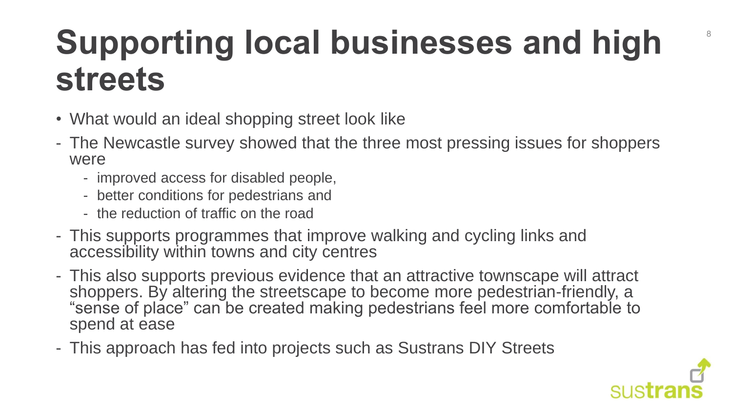# Supporting local businesses and high streets

- What would an ideal shopping street look like

- The Newcastle survey showed that the three most pressing issues for shoppers were
  - improved access for disabled people,
  - better conditions for pedestrians and
  - the reduction of traffic on the road
- This supports programmes that improve walking and cycling links and accessibility within towns and city centres
- This also supports previous evidence that an attractive townscape will attract shoppers. By altering the streetscape to become more pedestrian-friendly, a "sense of place" can be created making pedestrians feel more comfortable to spend at ease
- This approach has fed into projects such as Sustrans DIY Streets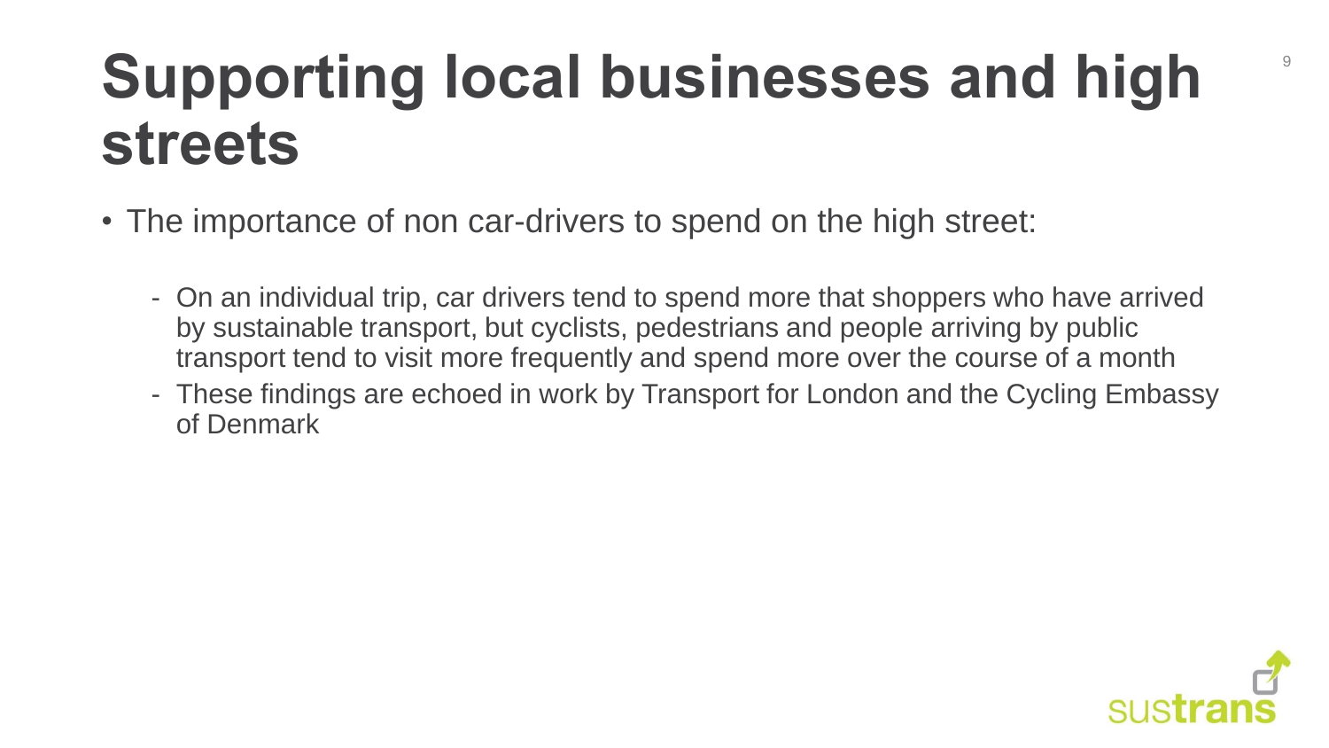# Supporting local businesses and high streets

- The importance of non car-drivers to spend on the high street:
  - On an individual trip, car drivers tend to spend more that shoppers who have arrived by sustainable transport, but cyclists, pedestrians and people arriving by public transport tend to visit more frequently and spend more over the course of a month
  - These findings are echoed in work by Transport for London and the Cycling Embassy of Denmark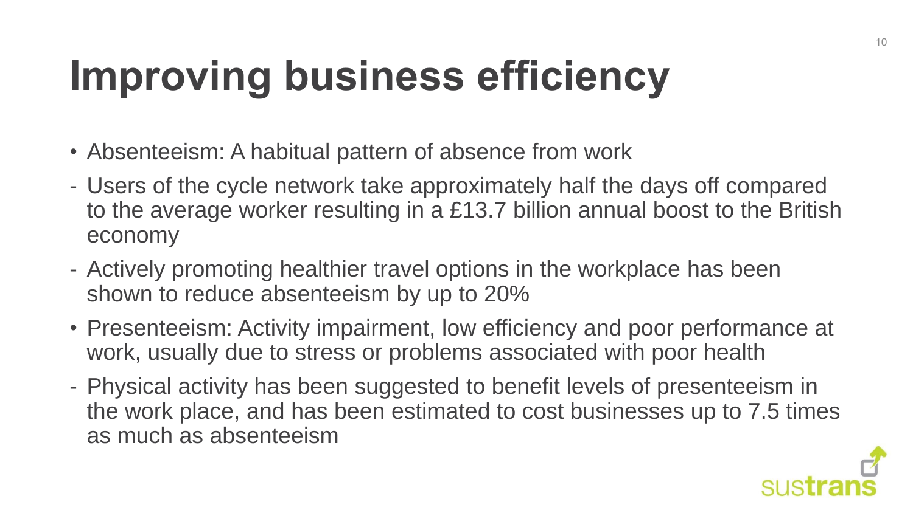# Improving business efficiency

- Absenteeism: A habitual pattern of absence from work
  - Users of the cycle network take approximately half the days off compared to the average worker resulting in a £13.7 billion annual boost to the British economy
  - Actively promoting healthier travel options in the workplace has been shown to reduce absenteeism by up to 20%
- Presenteeism: Activity impairment, low efficiency and poor performance at work, usually due to stress or problems associated with poor health
  - Physical activity has been suggested to benefit levels of presenteeism in the work place, and has been estimated to cost businesses up to 7.5 times as much as absenteeism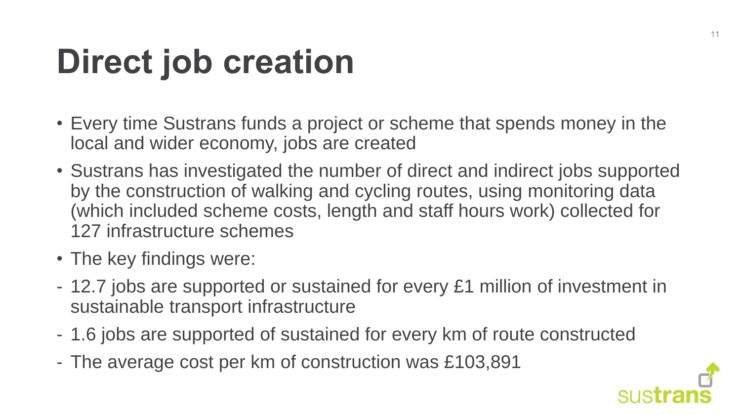# Direct job creation

- Every time Sustrans funds a project or scheme that spends money in the local and wider economy, jobs are created
- Sustrans has investigated the number of direct and indirect jobs supported by the construction of walking and cycling routes, using monitoring data (which included scheme costs, length and staff hours work) collected for 127 infrastructure schemes
- The key findings were:

- 12.7 jobs are supported or sustained for every £1 million of investment in sustainable transport infrastructure
- 1.6 jobs are supported of sustained for every km of route constructed
- The average cost per km of construction was £103,891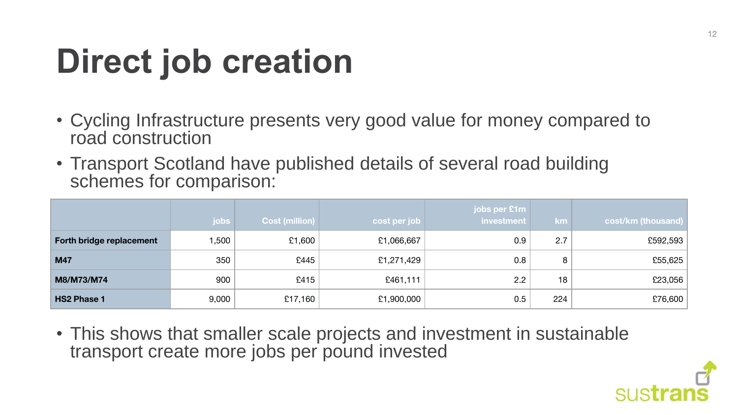# Direct job creation

- Cycling Infrastructure presents very good value for money compared to road construction
- Transport Scotland have published details of several road building schemes for comparison:

| | jobs | Cost (million) | cost per job | jobs per £1m investment | km | cost/km (thousand) |
|---|---|---|---|---|---|---|
| **Forth bridge replacement** | 1,500 | £1,600 | £1,066,667 | 0.9 | 2.7 | £592,593 |
| **M47** | 350 | £445 | £1,271,429 | 0.8 | 8 | £55,625 |
| **M8/M73/M74** | 900 | £415 | £461,111 | 2.2 | 18 | £23,056 |
| **HS2 Phase 1** | 9,000 | £17,160 | £1,900,000 | 0.5 | 224 | £76,600 |

- This shows that smaller scale projects and investment in sustainable transport create more jobs per pound invested

sustrans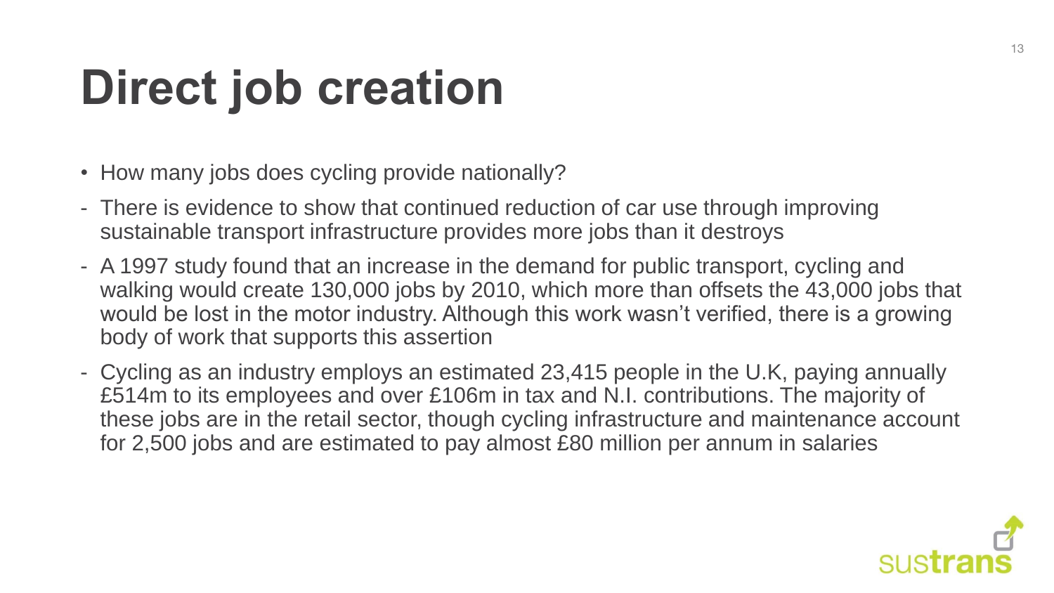# Direct job creation

- How many jobs does cycling provide nationally?

- There is evidence to show that continued reduction of car use through improving sustainable transport infrastructure provides more jobs than it destroys
- A 1997 study found that an increase in the demand for public transport, cycling and walking would create 130,000 jobs by 2010, which more than offsets the 43,000 jobs that would be lost in the motor industry. Although this work wasn't verified, there is a growing body of work that supports this assertion
- Cycling as an industry employs an estimated 23,415 people in the U.K, paying annually £514m to its employees and over £106m in tax and N.I. contributions. The majority of these jobs are in the retail sector, though cycling infrastructure and maintenance account for 2,500 jobs and are estimated to pay almost £80 million per annum in salaries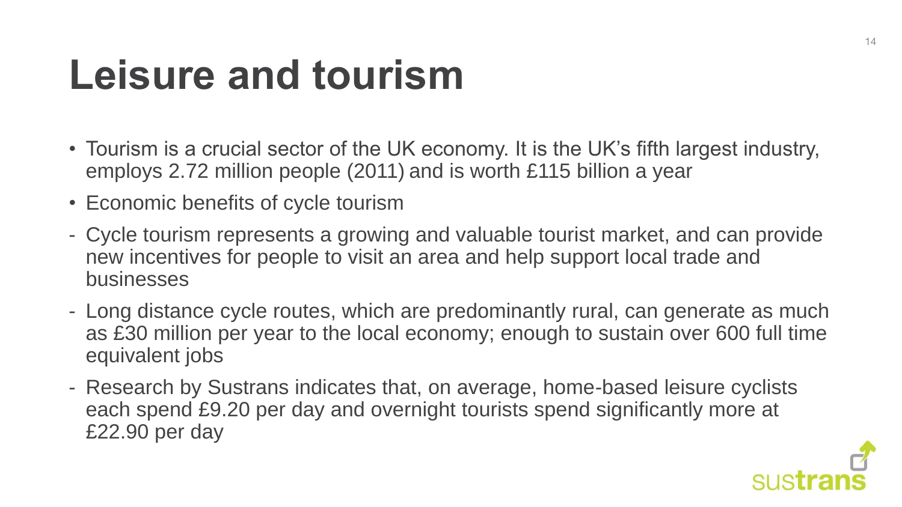# Leisure and tourism

- Tourism is a crucial sector of the UK economy. It is the UK's fifth largest industry, employs 2.72 million people (2011) and is worth £115 billion a year
- Economic benefits of cycle tourism

- Cycle tourism represents a growing and valuable tourist market, and can provide new incentives for people to visit an area and help support local trade and businesses
- Long distance cycle routes, which are predominantly rural, can generate as much as £30 million per year to the local economy; enough to sustain over 600 full time equivalent jobs
- Research by Sustrans indicates that, on average, home-based leisure cyclists each spend £9.20 per day and overnight tourists spend significantly more at £22.90 per day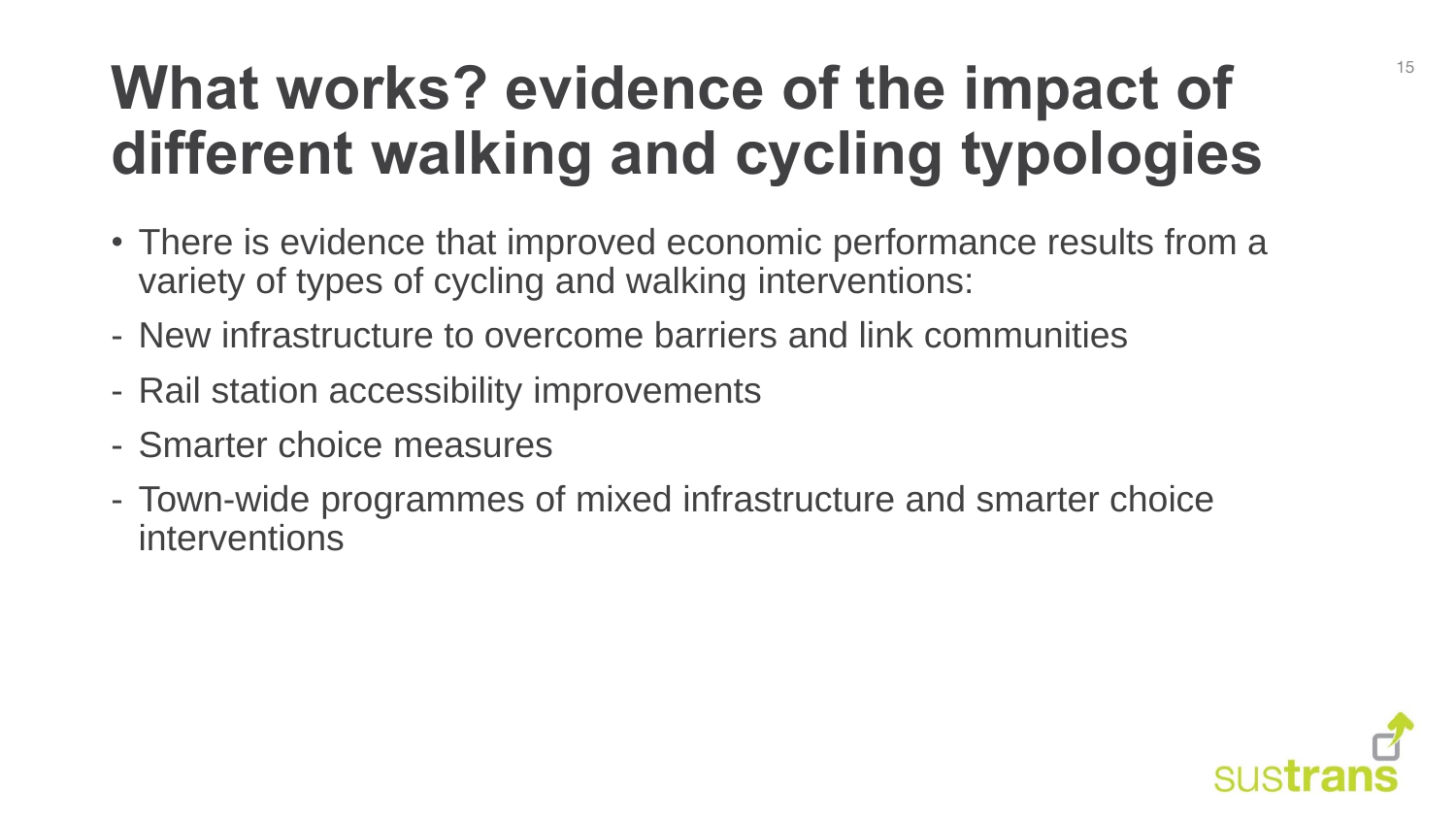# What works? evidence of the impact of different walking and cycling typologies

- There is evidence that improved economic performance results from a variety of types of cycling and walking interventions:

- New infrastructure to overcome barriers and link communities
- Rail station accessibility improvements
- Smarter choice measures
- Town-wide programmes of mixed infrastructure and smarter choice interventions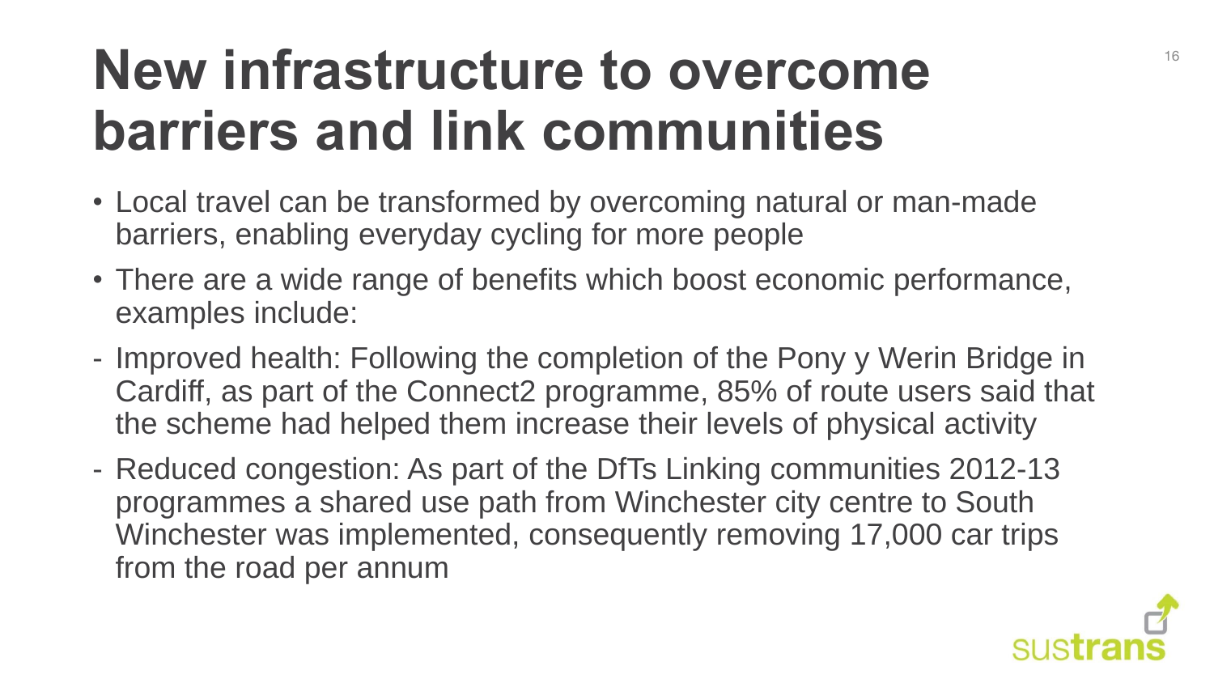# New infrastructure to overcome barriers and link communities

- Local travel can be transformed by overcoming natural or man-made barriers, enabling everyday cycling for more people
- There are a wide range of benefits which boost economic performance, examples include:

- Improved health: Following the completion of the Pony y Werin Bridge in Cardiff, as part of the Connect2 programme, 85% of route users said that the scheme had helped them increase their levels of physical activity
- Reduced congestion: As part of the DfTs Linking communities 2012-13 programmes a shared use path from Winchester city centre to South Winchester was implemented, consequently removing 17,000 car trips from the road per annum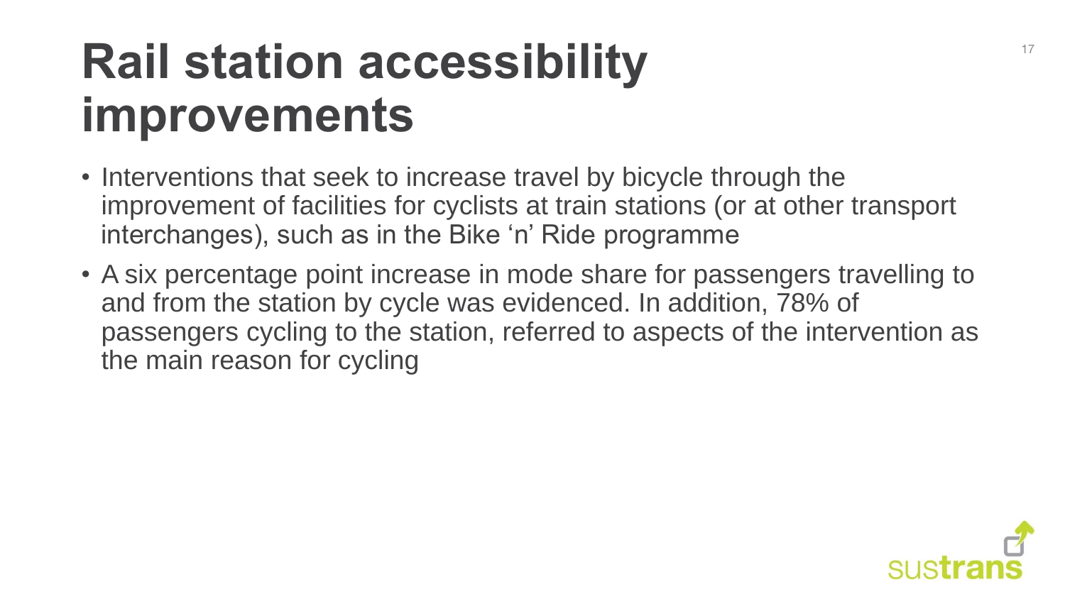# Rail station accessibility improvements

- Interventions that seek to increase travel by bicycle through the improvement of facilities for cyclists at train stations (or at other transport interchanges), such as in the Bike 'n' Ride programme
- A six percentage point increase in mode share for passengers travelling to and from the station by cycle was evidenced. In addition, 78% of passengers cycling to the station, referred to aspects of the intervention as the main reason for cycling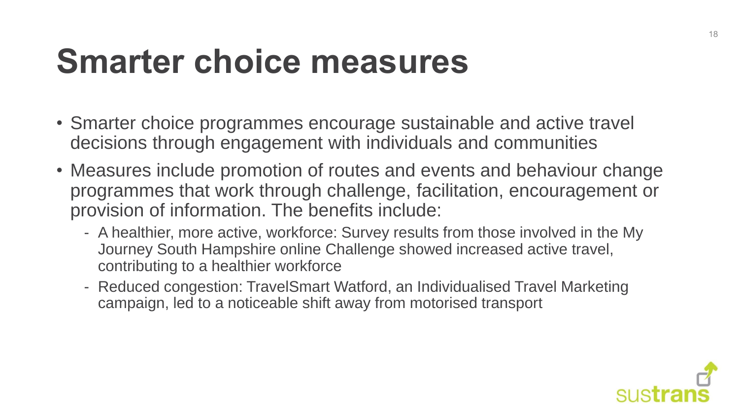# Smarter choice measures

- Smarter choice programmes encourage sustainable and active travel decisions through engagement with individuals and communities
- Measures include promotion of routes and events and behaviour change programmes that work through challenge, facilitation, encouragement or provision of information. The benefits include:
  - A healthier, more active, workforce: Survey results from those involved in the My Journey South Hampshire online Challenge showed increased active travel, contributing to a healthier workforce
  - Reduced congestion: TravelSmart Watford, an Individualised Travel Marketing campaign, led to a noticeable shift away from motorised transport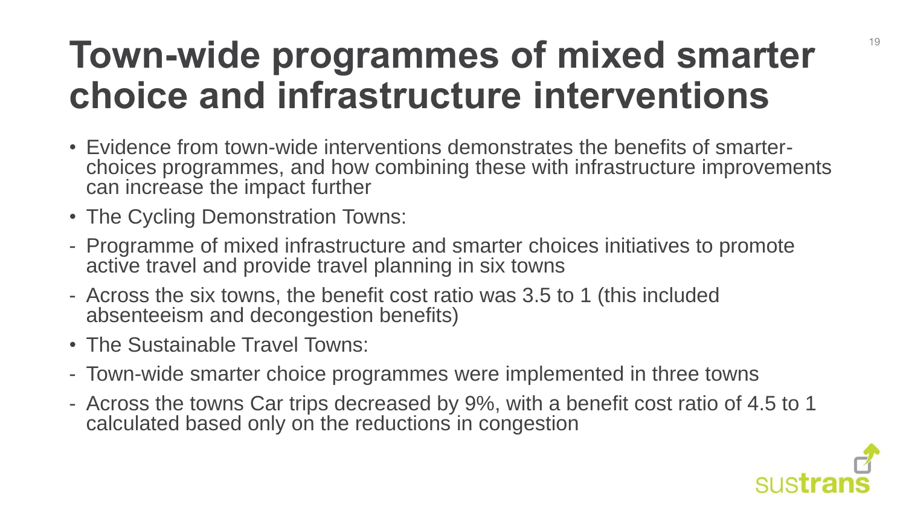# Town-wide programmes of mixed smarter choice and infrastructure interventions

- Evidence from town-wide interventions demonstrates the benefits of smarter-choices programmes, and how combining these with infrastructure improvements can increase the impact further
- The Cycling Demonstration Towns:
  - Programme of mixed infrastructure and smarter choices initiatives to promote active travel and provide travel planning in six towns
  - Across the six towns, the benefit cost ratio was 3.5 to 1 (this included absenteeism and decongestion benefits)
- The Sustainable Travel Towns:
  - Town-wide smarter choice programmes were implemented in three towns
  - Across the towns Car trips decreased by 9%, with a benefit cost ratio of 4.5 to 1 calculated based only on the reductions in congestion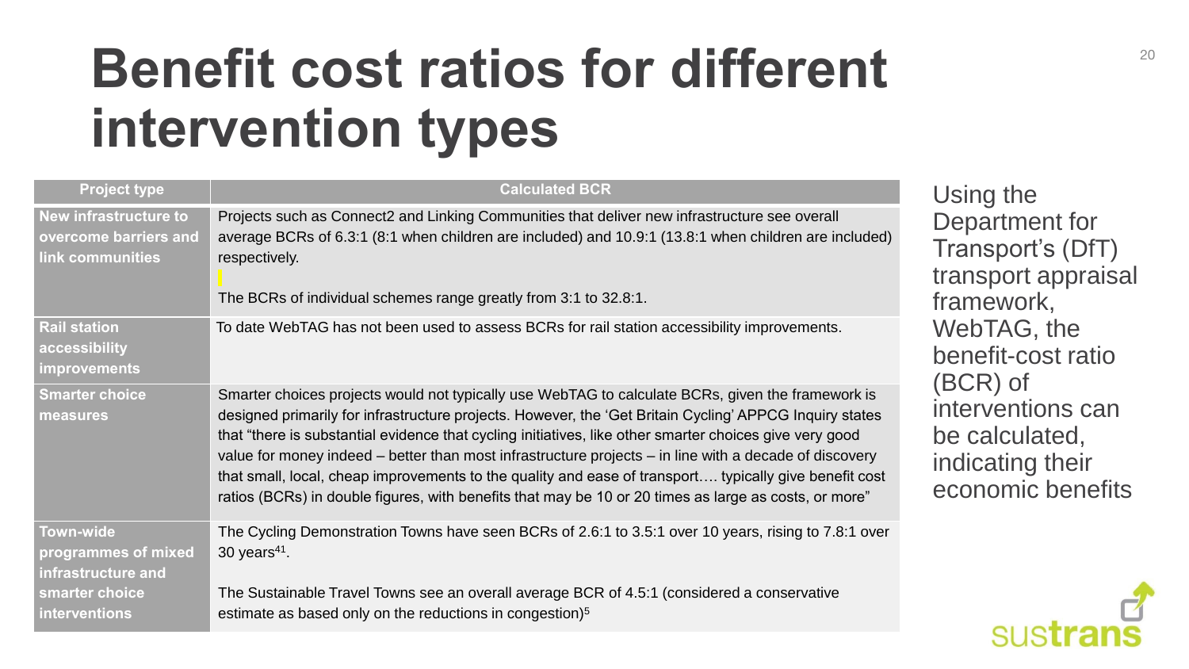# Benefit cost ratios for different intervention types

| Project type | Calculated BCR |
| --- | --- |
| New infrastructure to overcome barriers and link communities | Projects such as Connect2 and Linking Communities that deliver new infrastructure see overall average BCRs of 6.3:1 (8:1 when children are included) and 10.9:1 (13.8:1 when children are included) respectively.<br><br>The BCRs of individual schemes range greatly from 3:1 to 32.8:1. |
| Rail station accessibility improvements | To date WebTAG has not been used to assess BCRs for rail station accessibility improvements. |
| Smarter choice measures | Smarter choices projects would not typically use WebTAG to calculate BCRs, given the framework is designed primarily for infrastructure projects. However, the 'Get Britain Cycling' APPCG Inquiry states that "there is substantial evidence that cycling initiatives, like other smarter choices give very good value for money indeed – better than most infrastructure projects – in line with a decade of discovery that small, local, cheap improvements to the quality and ease of transport…. typically give benefit cost ratios (BCRs) in double figures, with benefits that may be 10 or 20 times as large as costs, or more" |
| Town-wide programmes of mixed infrastructure and smarter choice interventions | The Cycling Demonstration Towns have seen BCRs of 2.6:1 to 3.5:1 over 10 years, rising to 7.8:1 over 30 years[41].<br><br>The Sustainable Travel Towns see an overall average BCR of 4.5:1 (considered a conservative estimate as based only on the reductions in congestion)[5] |

Using the Department for Transport's (DfT) transport appraisal framework, WebTAG, the benefit-cost ratio (BCR) of interventions can be calculated, indicating their economic benefits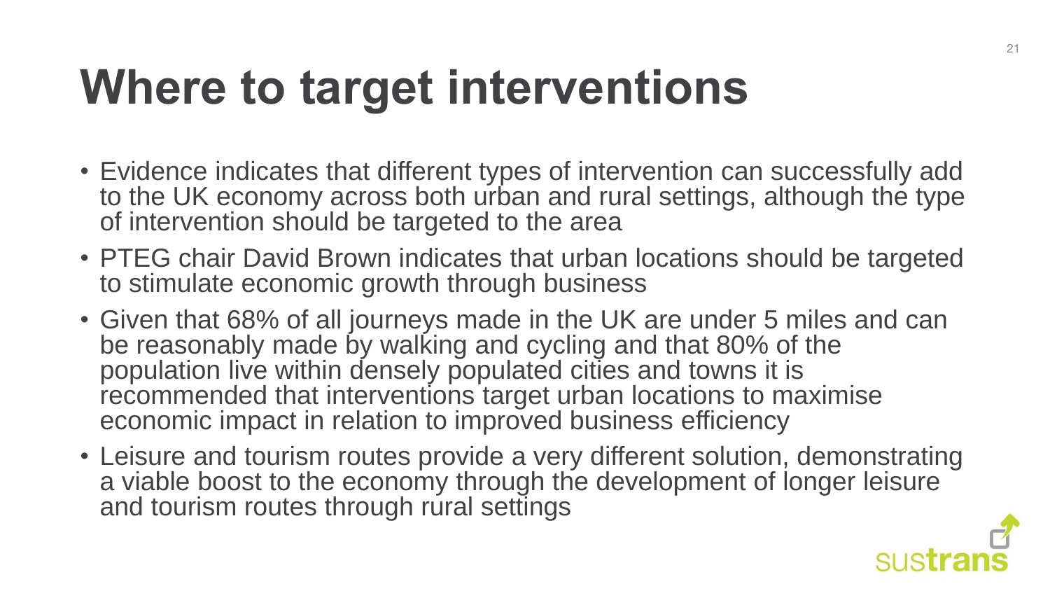# Where to target interventions

- Evidence indicates that different types of intervention can successfully add to the UK economy across both urban and rural settings, although the type of intervention should be targeted to the area
- PTEG chair David Brown indicates that urban locations should be targeted to stimulate economic growth through business
- Given that 68% of all journeys made in the UK are under 5 miles and can be reasonably made by walking and cycling and that 80% of the population live within densely populated cities and towns it is recommended that interventions target urban locations to maximise economic impact in relation to improved business efficiency
- Leisure and tourism routes provide a very different solution, demonstrating a viable boost to the economy through the development of longer leisure and tourism routes through rural settings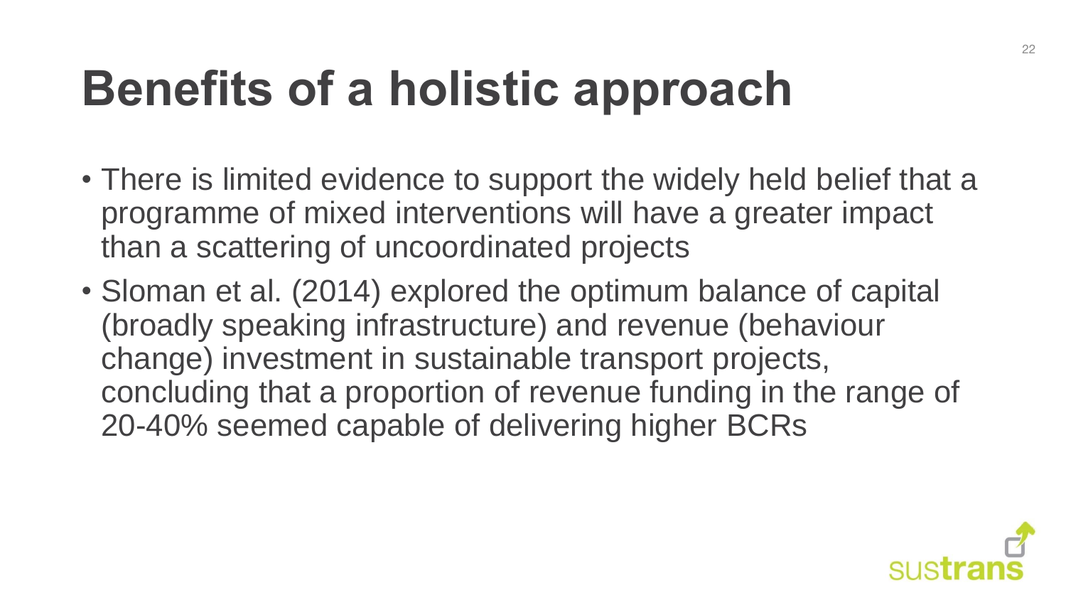# Benefits of a holistic approach

- There is limited evidence to support the widely held belief that a programme of mixed interventions will have a greater impact than a scattering of uncoordinated projects
- Sloman et al. (2014) explored the optimum balance of capital (broadly speaking infrastructure) and revenue (behaviour change) investment in sustainable transport projects, concluding that a proportion of revenue funding in the range of 20-40% seemed capable of delivering higher BCRs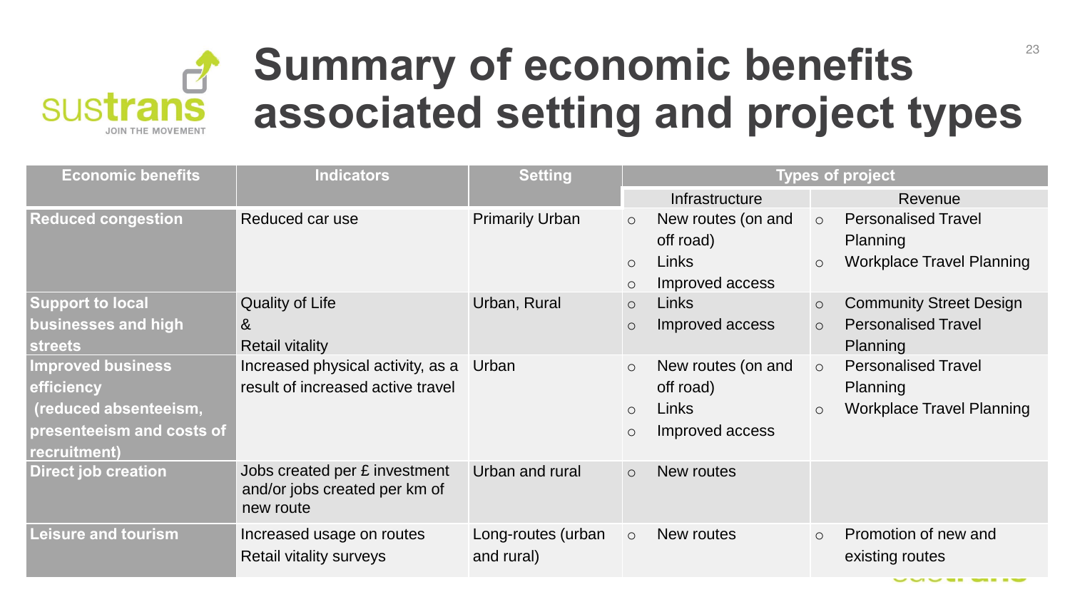# Summary of economic benefits associated setting and project types

| Economic benefits | Indicators | Setting | Types of project | |
|---|---|---|---|---|
| | | | Infrastructure | Revenue |
| **Reduced congestion** | Reduced car use | Primarily Urban | ○ New routes (on and off road)<br>○ Links<br>○ Improved access | ○ Personalised Travel Planning<br>○ Workplace Travel Planning |
| **Support to local businesses and high streets** | Quality of Life & Retail vitality | Urban, Rural | ○ Links<br>○ Improved access | ○ Community Street Design<br>○ Personalised Travel Planning |
| **Improved business efficiency (reduced absenteeism, presenteeism and costs of recruitment)** | Increased physical activity, as a result of increased active travel | Urban | ○ New routes (on and off road)<br>○ Links<br>○ Improved access | ○ Personalised Travel Planning<br>○ Workplace Travel Planning |
| **Direct job creation** | Jobs created per £ investment and/or jobs created per km of new route | Urban and rural | ○ New routes | |
| **Leisure and tourism** | Increased usage on routes<br>Retail vitality surveys | Long-routes (urban and rural) | ○ New routes | ○ Promotion of new and existing routes |